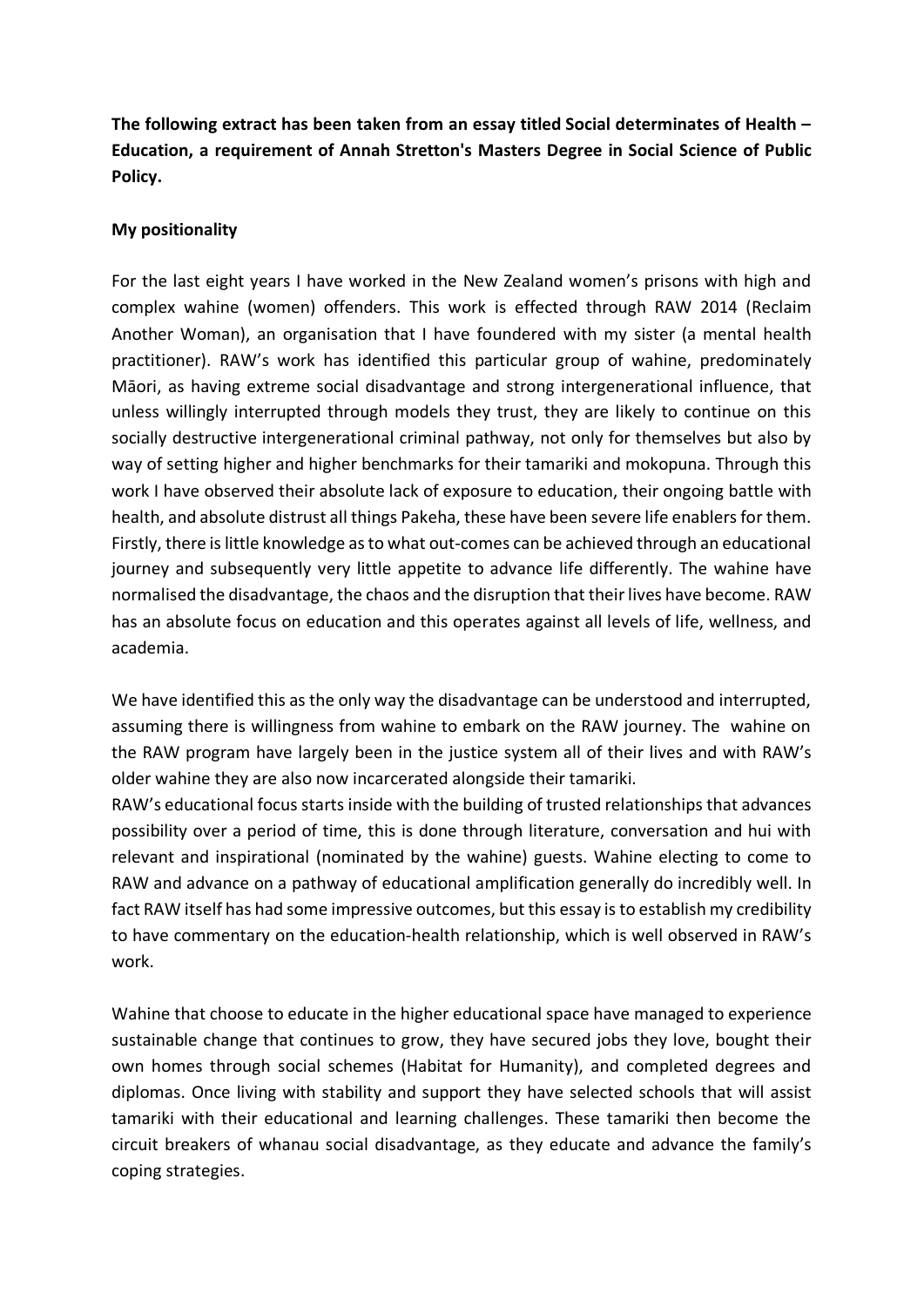**The following extract has been taken from an essay titled Social determinates of Health – Education, a requirement of Annah Stretton's Masters Degree in Social Science of Public Policy.**

**My positionality**

For the last eight years I have worked in the New Zealand women's prisons with high and complex wahine (women) offenders. This work is effected through RAW 2014 (Reclaim Another Woman), an organisation that I have foundered with my sister (a mental health practitioner). RAW's work has identified this particular group of wahine, predominately Māori, as having extreme social disadvantage and strong intergenerational influence, that unless willingly interrupted through models they trust, they are likely to continue on this socially destructive intergenerational criminal pathway, not only for themselves but also by way of setting higher and higher benchmarks for their tamariki and mokopuna. Through this work I have observed their absolute lack of exposure to education, their ongoing battle with health, and absolute distrust all things Pakeha, these have been severe life enablers for them. Firstly, there is little knowledge as to what out-comes can be achieved through an educational journey and subsequently very little appetite to advance life differently. The wahine have normalised the disadvantage, the chaos and the disruption that their lives have become. RAW has an absolute focus on education and this operates against all levels of life, wellness, and academia.

We have identified this as the only way the disadvantage can be understood and interrupted, assuming there is willingness from wahine to embark on the RAW journey. The wahine on the RAW program have largely been in the justice system all of their lives and with RAW's older wahine they are also now incarcerated alongside their tamariki.
RAW's educational focus starts inside with the building of trusted relationships that advances possibility over a period of time, this is done through literature, conversation and hui with relevant and inspirational (nominated by the wahine) guests. Wahine electing to come to RAW and advance on a pathway of educational amplification generally do incredibly well. In fact RAW itself has had some impressive outcomes, but this essay is to establish my credibility to have commentary on the education-health relationship, which is well observed in RAW's work.

Wahine that choose to educate in the higher educational space have managed to experience sustainable change that continues to grow, they have secured jobs they love, bought their own homes through social schemes (Habitat for Humanity), and completed degrees and diplomas. Once living with stability and support they have selected schools that will assist tamariki with their educational and learning challenges. These tamariki then become the circuit breakers of whanau social disadvantage, as they educate and advance the family's coping strategies.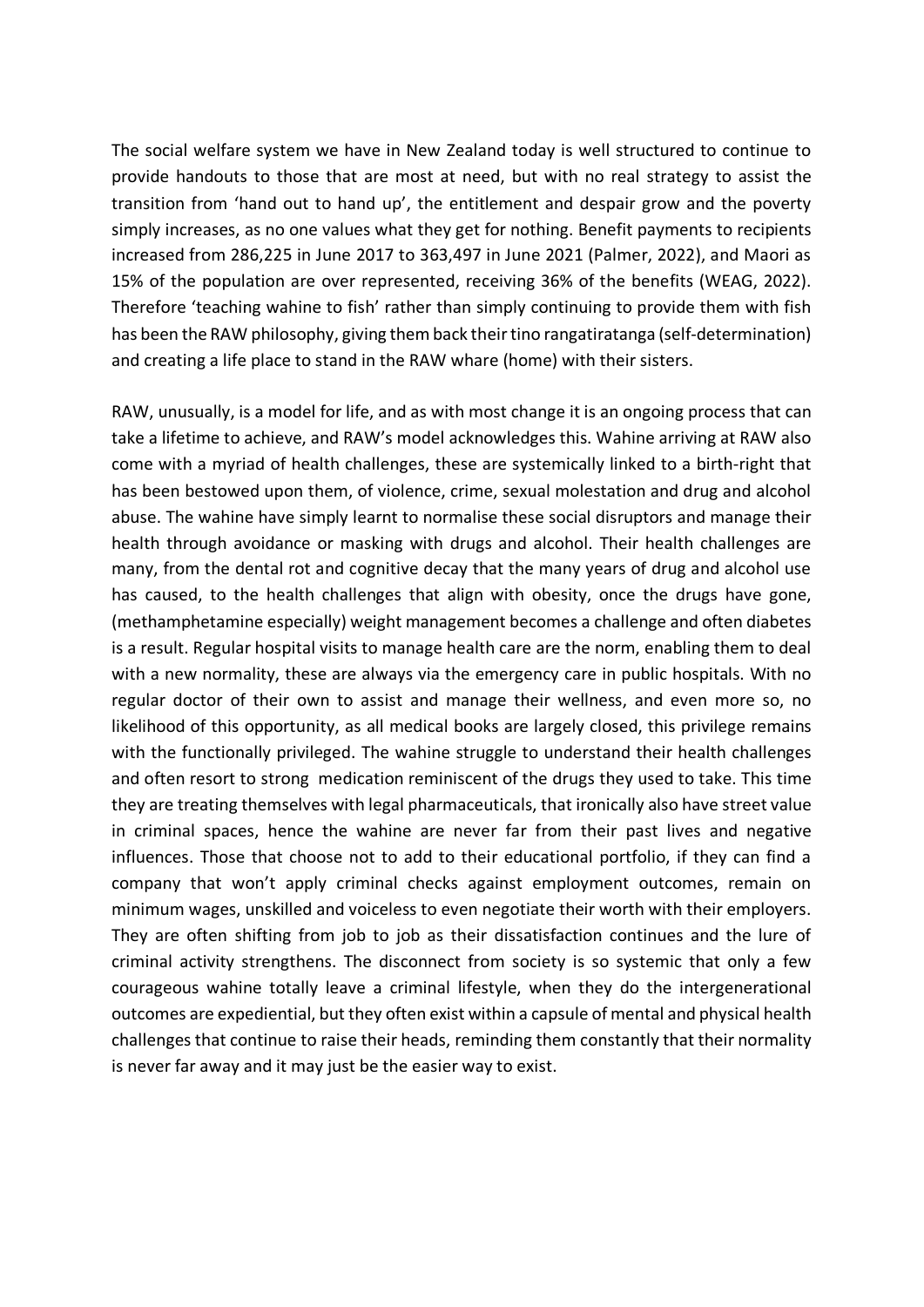The social welfare system we have in New Zealand today is well structured to continue to provide handouts to those that are most at need, but with no real strategy to assist the transition from 'hand out to hand up', the entitlement and despair grow and the poverty simply increases, as no one values what they get for nothing. Benefit payments to recipients increased from 286,225 in June 2017 to 363,497 in June 2021 (Palmer, 2022), and Maori as 15% of the population are over represented, receiving 36% of the benefits (WEAG, 2022). Therefore 'teaching wahine to fish' rather than simply continuing to provide them with fish has been the RAW philosophy, giving them back their tino rangatiratanga (self-determination) and creating a life place to stand in the RAW whare (home) with their sisters.

RAW, unusually, is a model for life, and as with most change it is an ongoing process that can take a lifetime to achieve, and RAW's model acknowledges this. Wahine arriving at RAW also come with a myriad of health challenges, these are systemically linked to a birth-right that has been bestowed upon them, of violence, crime, sexual molestation and drug and alcohol abuse. The wahine have simply learnt to normalise these social disruptors and manage their health through avoidance or masking with drugs and alcohol. Their health challenges are many, from the dental rot and cognitive decay that the many years of drug and alcohol use has caused, to the health challenges that align with obesity, once the drugs have gone, (methamphetamine especially) weight management becomes a challenge and often diabetes is a result. Regular hospital visits to manage health care are the norm, enabling them to deal with a new normality, these are always via the emergency care in public hospitals. With no regular doctor of their own to assist and manage their wellness, and even more so, no likelihood of this opportunity, as all medical books are largely closed, this privilege remains with the functionally privileged. The wahine struggle to understand their health challenges and often resort to strong medication reminiscent of the drugs they used to take. This time they are treating themselves with legal pharmaceuticals, that ironically also have street value in criminal spaces, hence the wahine are never far from their past lives and negative influences. Those that choose not to add to their educational portfolio, if they can find a company that won't apply criminal checks against employment outcomes, remain on minimum wages, unskilled and voiceless to even negotiate their worth with their employers. They are often shifting from job to job as their dissatisfaction continues and the lure of criminal activity strengthens. The disconnect from society is so systemic that only a few courageous wahine totally leave a criminal lifestyle, when they do the intergenerational outcomes are expediential, but they often exist within a capsule of mental and physical health challenges that continue to raise their heads, reminding them constantly that their normality is never far away and it may just be the easier way to exist.